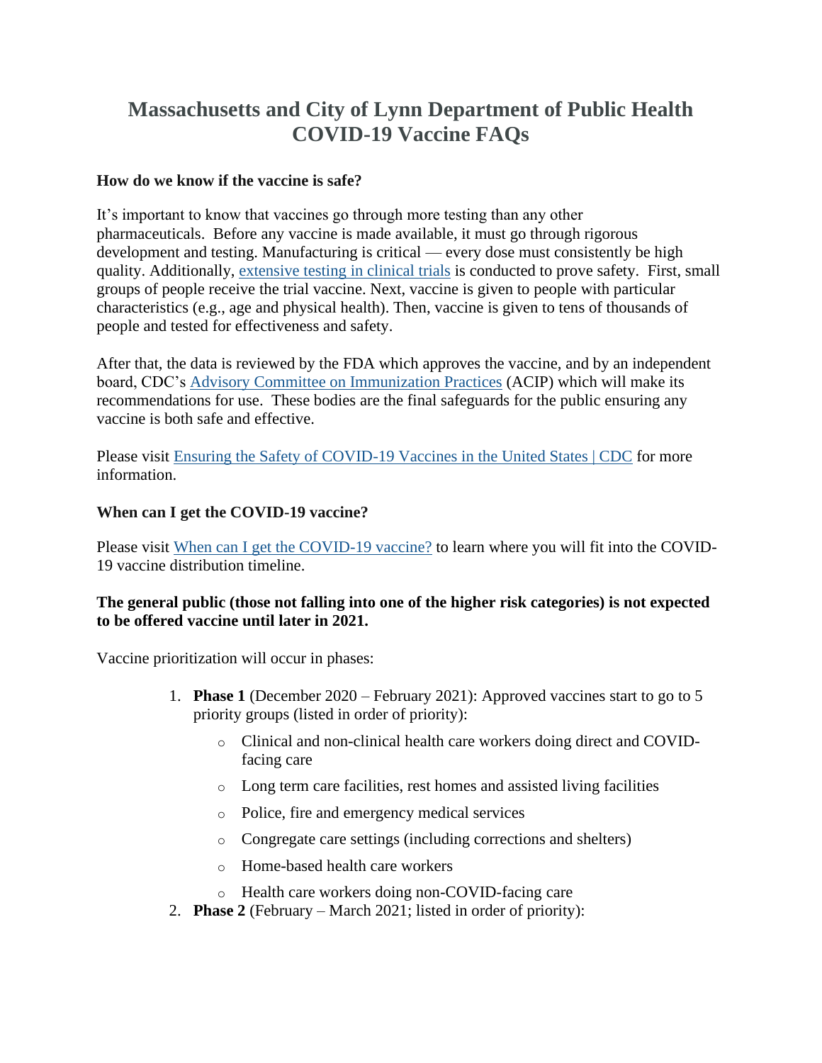# Massachusetts and City of Lynn Department of Public Health COVID-19 Vaccine FAQs

**How do we know if the vaccine is safe?**

It's important to know that vaccines go through more testing than any other pharmaceuticals. Before any vaccine is made available, it must go through rigorous development and testing. Manufacturing is critical — every dose must consistently be high quality. Additionally, extensive testing in clinical trials is conducted to prove safety. First, small groups of people receive the trial vaccine. Next, vaccine is given to people with particular characteristics (e.g., age and physical health). Then, vaccine is given to tens of thousands of people and tested for effectiveness and safety.

After that, the data is reviewed by the FDA which approves the vaccine, and by an independent board, CDC's Advisory Committee on Immunization Practices (ACIP) which will make its recommendations for use. These bodies are the final safeguards for the public ensuring any vaccine is both safe and effective.

Please visit Ensuring the Safety of COVID-19 Vaccines in the United States | CDC for more information.

**When can I get the COVID-19 vaccine?**

Please visit When can I get the COVID-19 vaccine? to learn where you will fit into the COVID-19 vaccine distribution timeline.

**The general public (those not falling into one of the higher risk categories) is not expected to be offered vaccine until later in 2021.**

Vaccine prioritization will occur in phases:

1. **Phase 1** (December 2020 – February 2021): Approved vaccines start to go to 5 priority groups (listed in order of priority):
   - Clinical and non-clinical health care workers doing direct and COVID-facing care
   - Long term care facilities, rest homes and assisted living facilities
   - Police, fire and emergency medical services
   - Congregate care settings (including corrections and shelters)
   - Home-based health care workers
   - Health care workers doing non-COVID-facing care
2. **Phase 2** (February – March 2021; listed in order of priority):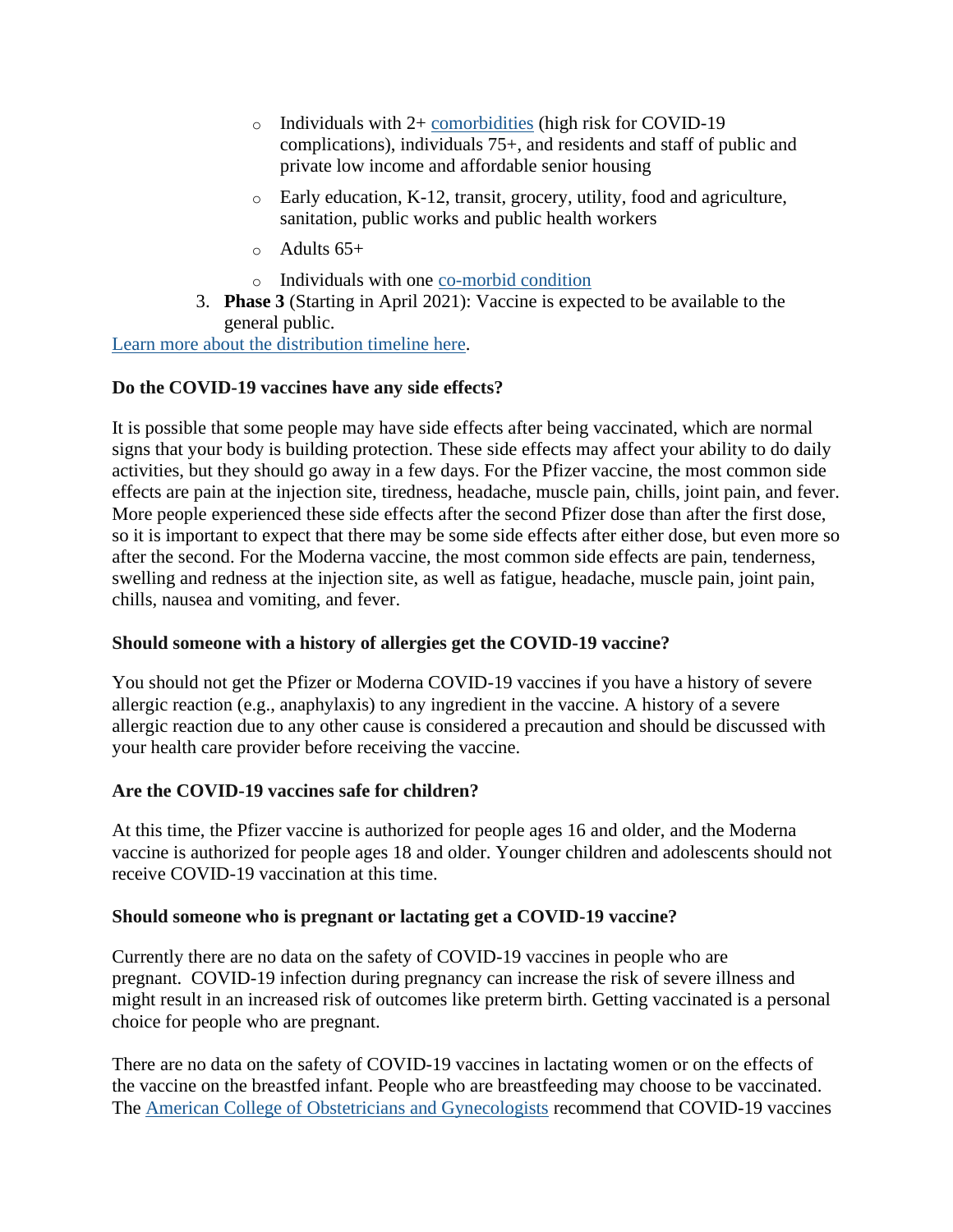- Individuals with 2+ [comorbidities](#) (high risk for COVID-19 complications), individuals 75+, and residents and staff of public and private low income and affordable senior housing
    - Early education, K-12, transit, grocery, utility, food and agriculture, sanitation, public works and public health workers
    - Adults 65+
    - Individuals with one [co-morbid condition](#)
3. **Phase 3** (Starting in April 2021): Vaccine is expected to be available to the general public.

[Learn more about the distribution timeline here](#).

**Do the COVID-19 vaccines have any side effects?**

It is possible that some people may have side effects after being vaccinated, which are normal signs that your body is building protection. These side effects may affect your ability to do daily activities, but they should go away in a few days. For the Pfizer vaccine, the most common side effects are pain at the injection site, tiredness, headache, muscle pain, chills, joint pain, and fever. More people experienced these side effects after the second Pfizer dose than after the first dose, so it is important to expect that there may be some side effects after either dose, but even more so after the second. For the Moderna vaccine, the most common side effects are pain, tenderness, swelling and redness at the injection site, as well as fatigue, headache, muscle pain, joint pain, chills, nausea and vomiting, and fever.

**Should someone with a history of allergies get the COVID-19 vaccine?**

You should not get the Pfizer or Moderna COVID-19 vaccines if you have a history of severe allergic reaction (e.g., anaphylaxis) to any ingredient in the vaccine. A history of a severe allergic reaction due to any other cause is considered a precaution and should be discussed with your health care provider before receiving the vaccine.

**Are the COVID-19 vaccines safe for children?**

At this time, the Pfizer vaccine is authorized for people ages 16 and older, and the Moderna vaccine is authorized for people ages 18 and older. Younger children and adolescents should not receive COVID-19 vaccination at this time.

**Should someone who is pregnant or lactating get a COVID-19 vaccine?**

Currently there are no data on the safety of COVID-19 vaccines in people who are pregnant. COVID-19 infection during pregnancy can increase the risk of severe illness and might result in an increased risk of outcomes like preterm birth. Getting vaccinated is a personal choice for people who are pregnant.

There are no data on the safety of COVID-19 vaccines in lactating women or on the effects of the vaccine on the breastfed infant. People who are breastfeeding may choose to be vaccinated. The [American College of Obstetricians and Gynecologists](#) recommend that COVID-19 vaccines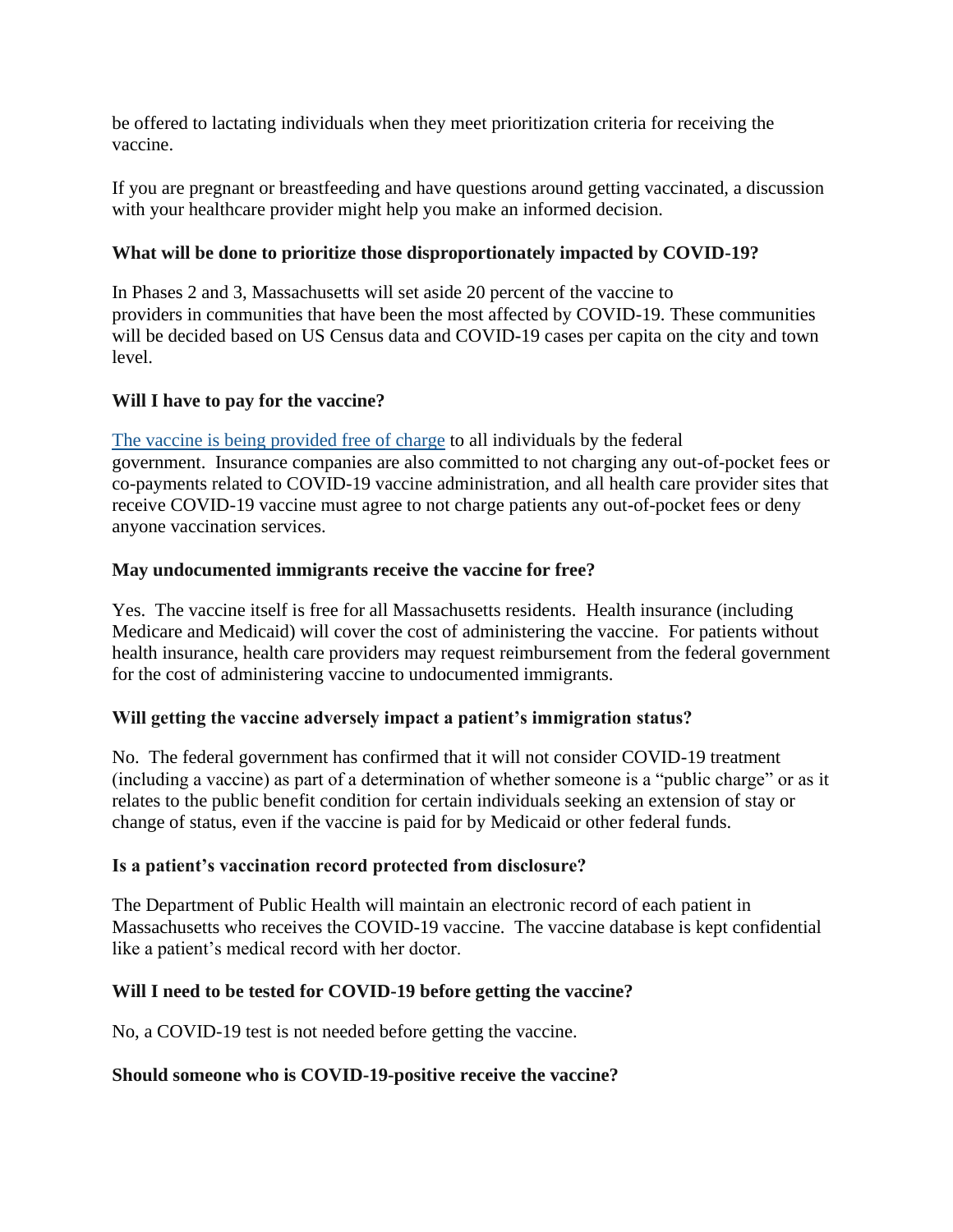be offered to lactating individuals when they meet prioritization criteria for receiving the vaccine.

If you are pregnant or breastfeeding and have questions around getting vaccinated, a discussion with your healthcare provider might help you make an informed decision.

**What will be done to prioritize those disproportionately impacted by COVID-19?**

In Phases 2 and 3, Massachusetts will set aside 20 percent of the vaccine to providers in communities that have been the most affected by COVID-19. These communities will be decided based on US Census data and COVID-19 cases per capita on the city and town level.

**Will I have to pay for the vaccine?**

The vaccine is being provided free of charge to all individuals by the federal government. Insurance companies are also committed to not charging any out-of-pocket fees or co-payments related to COVID-19 vaccine administration, and all health care provider sites that receive COVID-19 vaccine must agree to not charge patients any out-of-pocket fees or deny anyone vaccination services.

**May undocumented immigrants receive the vaccine for free?**

Yes. The vaccine itself is free for all Massachusetts residents. Health insurance (including Medicare and Medicaid) will cover the cost of administering the vaccine. For patients without health insurance, health care providers may request reimbursement from the federal government for the cost of administering vaccine to undocumented immigrants.

**Will getting the vaccine adversely impact a patient's immigration status?**

No. The federal government has confirmed that it will not consider COVID-19 treatment (including a vaccine) as part of a determination of whether someone is a "public charge" or as it relates to the public benefit condition for certain individuals seeking an extension of stay or change of status, even if the vaccine is paid for by Medicaid or other federal funds.

**Is a patient's vaccination record protected from disclosure?**

The Department of Public Health will maintain an electronic record of each patient in Massachusetts who receives the COVID-19 vaccine. The vaccine database is kept confidential like a patient's medical record with her doctor.

**Will I need to be tested for COVID-19 before getting the vaccine?**

No, a COVID-19 test is not needed before getting the vaccine.

**Should someone who is COVID-19-positive receive the vaccine?**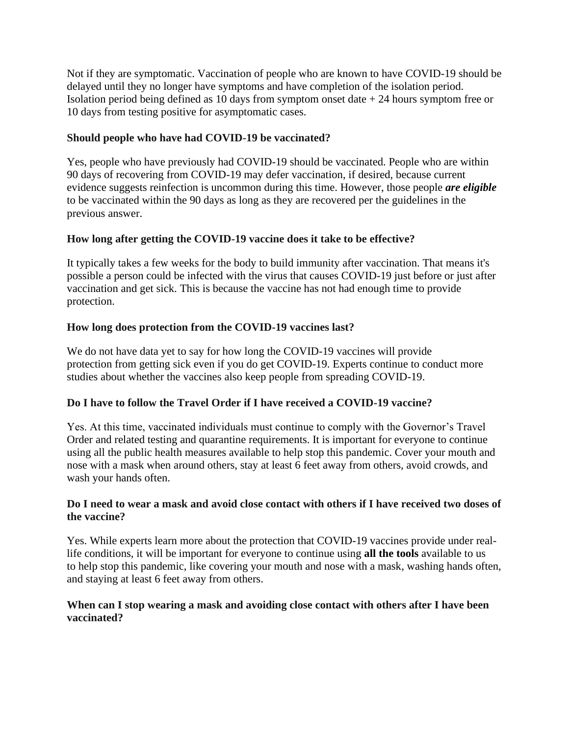Not if they are symptomatic. Vaccination of people who are known to have COVID-19 should be delayed until they no longer have symptoms and have completion of the isolation period. Isolation period being defined as 10 days from symptom onset date + 24 hours symptom free or 10 days from testing positive for asymptomatic cases.

**Should people who have had COVID-19 be vaccinated?**

Yes, people who have previously had COVID-19 should be vaccinated. People who are within 90 days of recovering from COVID-19 may defer vaccination, if desired, because current evidence suggests reinfection is uncommon during this time. However, those people ***are eligible*** to be vaccinated within the 90 days as long as they are recovered per the guidelines in the previous answer.

**How long after getting the COVID-19 vaccine does it take to be effective?**

It typically takes a few weeks for the body to build immunity after vaccination. That means it's possible a person could be infected with the virus that causes COVID-19 just before or just after vaccination and get sick. This is because the vaccine has not had enough time to provide protection.

**How long does protection from the COVID-19 vaccines last?**

We do not have data yet to say for how long the COVID-19 vaccines will provide protection from getting sick even if you do get COVID-19. Experts continue to conduct more studies about whether the vaccines also keep people from spreading COVID-19.

**Do I have to follow the Travel Order if I have received a COVID-19 vaccine?**

Yes. At this time, vaccinated individuals must continue to comply with the Governor's Travel Order and related testing and quarantine requirements. It is important for everyone to continue using all the public health measures available to help stop this pandemic. Cover your mouth and nose with a mask when around others, stay at least 6 feet away from others, avoid crowds, and wash your hands often.

**Do I need to wear a mask and avoid close contact with others if I have received two doses of the vaccine?**

Yes. While experts learn more about the protection that COVID-19 vaccines provide under real-life conditions, it will be important for everyone to continue using **all the tools** available to us to help stop this pandemic, like covering your mouth and nose with a mask, washing hands often, and staying at least 6 feet away from others.

**When can I stop wearing a mask and avoiding close contact with others after I have been vaccinated?**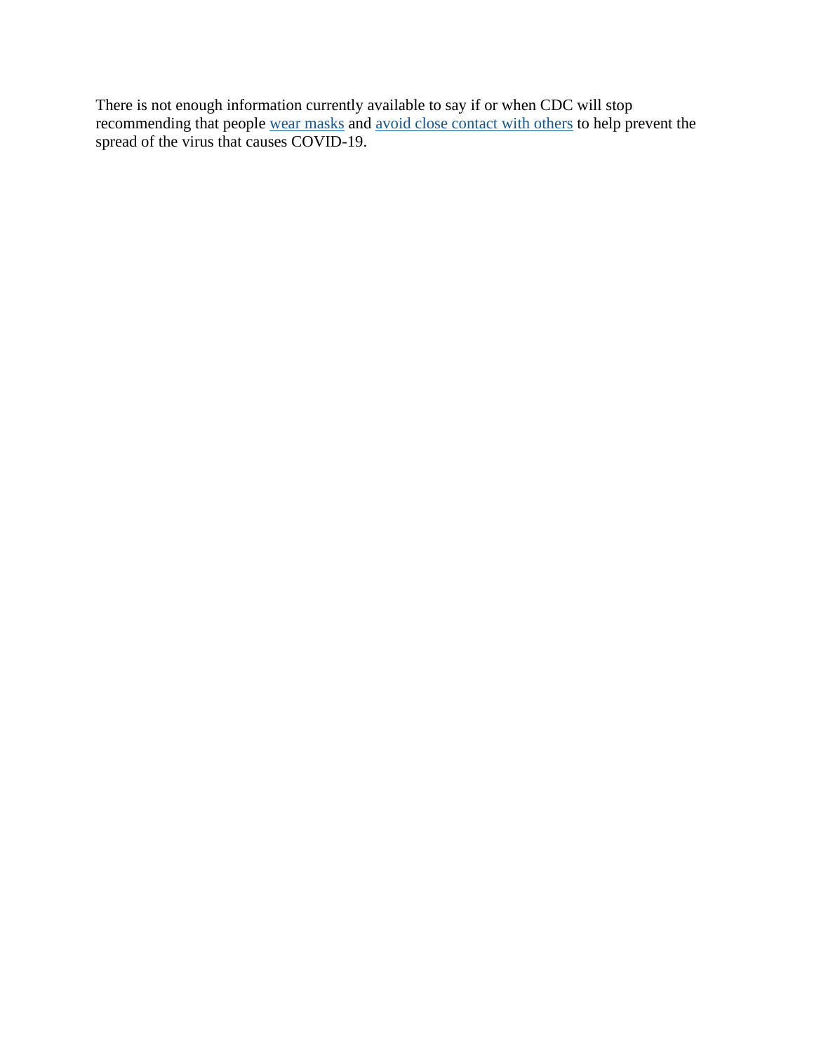There is not enough information currently available to say if or when CDC will stop recommending that people wear masks and avoid close contact with others to help prevent the spread of the virus that causes COVID-19.